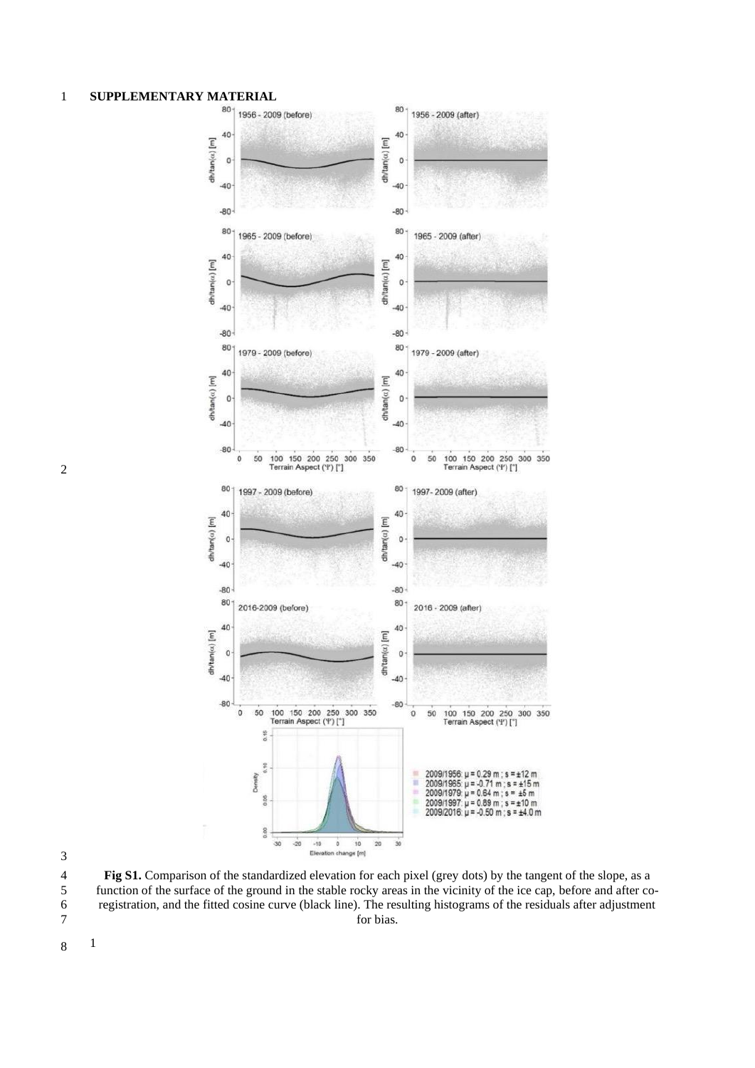# SUPPLEMENTARY MATERIAL

**Fig S1.** Comparison of the standardized elevation for each pixel (grey dots) by the tangent of the slope, as a function of the surface of the ground in the stable rocky areas in the vicinity of the ice cap, before and after co-registration, and the fitted cosine curve (black line). The resulting histograms of the residuals after adjustment for bias.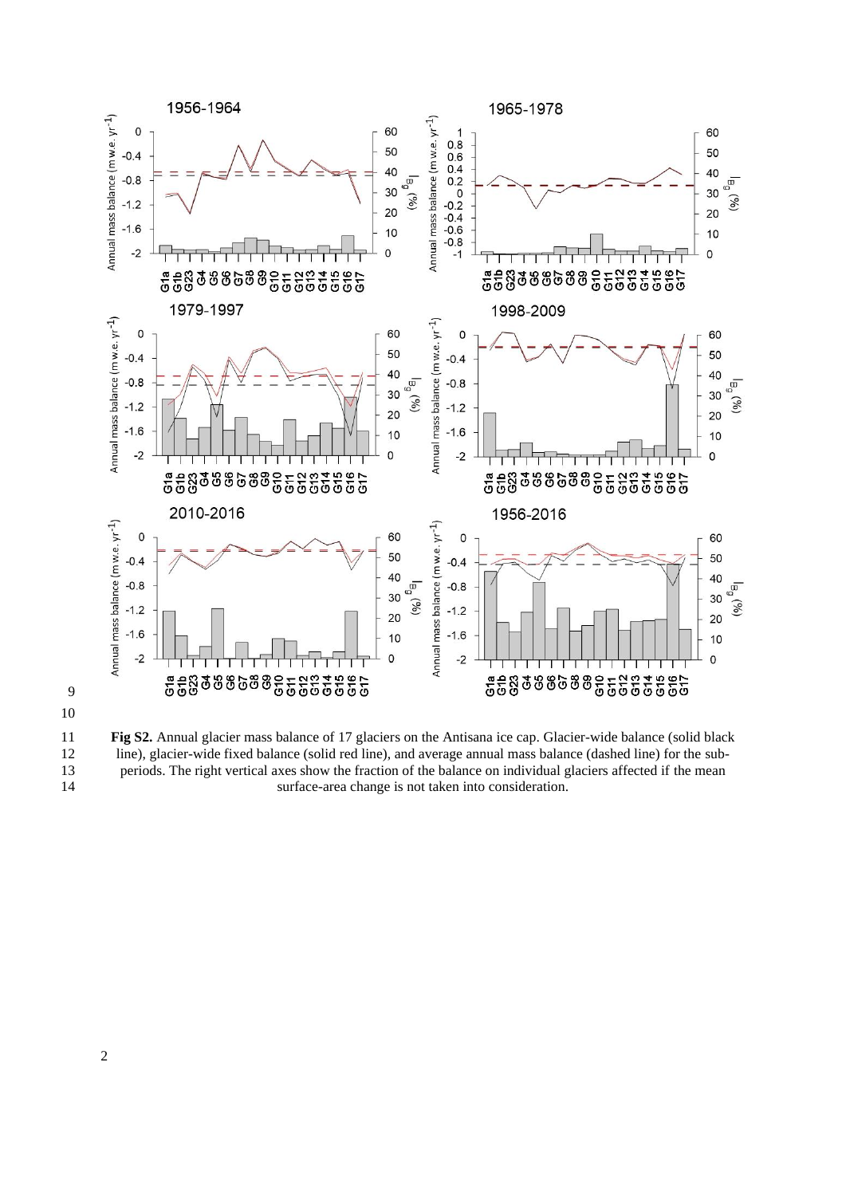**Fig S2.** Annual glacier mass balance of 17 glaciers on the Antisana ice cap. Glacier-wide balance (solid black line), glacier-wide fixed balance (solid red line), and average annual mass balance (dashed line) for the sub-periods. The right vertical axes show the fraction of the balance on individual glaciers affected if the mean surface-area change is not taken into consideration.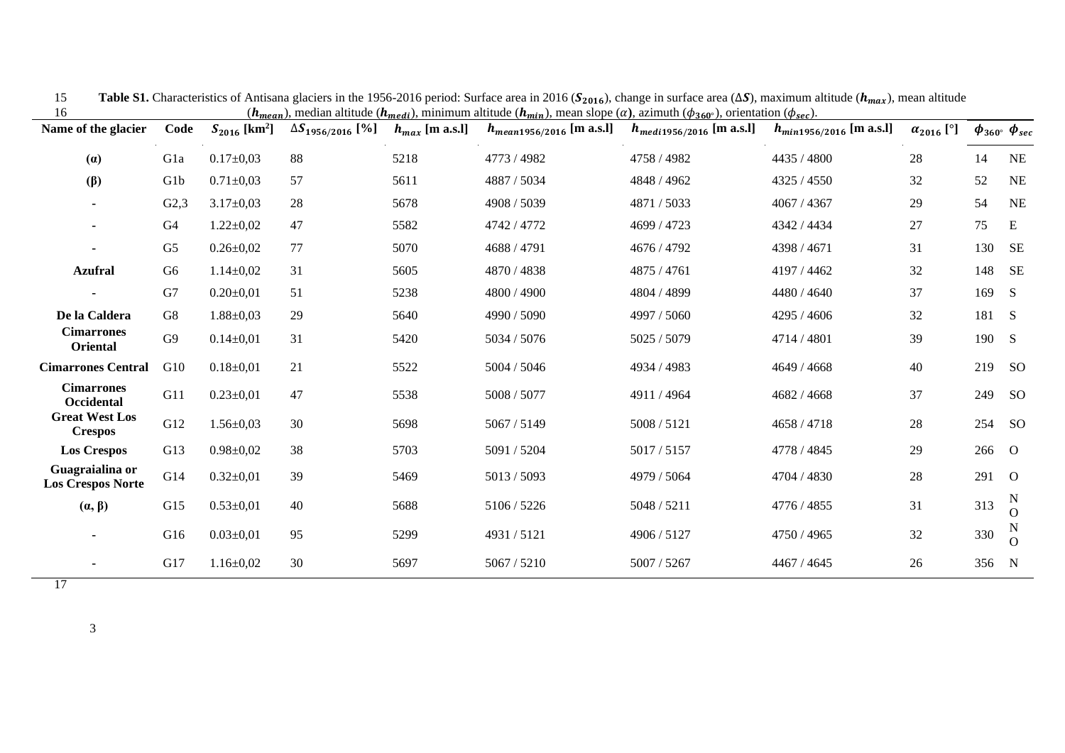**Table S1.** Characteristics of Antisana glaciers in the 1956-2016 period: Surface area in 2016 ($S_{2016}$), change in surface area ($\Delta S$), maximum altitude ($h_{max}$), mean altitude ($h_{mean}$), median altitude ($h_{medi}$), minimum altitude ($h_{min}$), mean slope ($\alpha$), azimuth ($\phi_{360°}$), orientation ($\phi_{sec}$).

| Name of the glacier | Code | $S_{2016}$ [km²] | $\Delta S_{1956/2016}$ [%] | $h_{max}$ [m a.s.l] | $h_{mean1956/2016}$ [m a.s.l] | $h_{medi1956/2016}$ [m a.s.l] | $h_{min1956/2016}$ [m a.s.l] | $\alpha_{2016}$ [°] | $\phi_{360°}$ | $\phi_{sec}$ |
|---|---|---|---|---|---|---|---|---|---|---|
| **(α)** | G1a | 0.17±0,03 | 88 | 5218 | 4773 / 4982 | 4758 / 4982 | 4435 / 4800 | 28 | 14 | NE |
| **(β)** | G1b | 0.71±0,03 | 57 | 5611 | 4887 / 5034 | 4848 / 4962 | 4325 / 4550 | 32 | 52 | NE |
| - | G2,3 | 3.17±0,03 | 28 | 5678 | 4908 / 5039 | 4871 / 5033 | 4067 / 4367 | 29 | 54 | NE |
| - | G4 | 1.22±0,02 | 47 | 5582 | 4742 / 4772 | 4699 / 4723 | 4342 / 4434 | 27 | 75 | E |
| - | G5 | 0.26±0,02 | 77 | 5070 | 4688 / 4791 | 4676 / 4792 | 4398 / 4671 | 31 | 130 | SE |
| **Azufral** | G6 | 1.14±0,02 | 31 | 5605 | 4870 / 4838 | 4875 / 4761 | 4197 / 4462 | 32 | 148 | SE |
| - | G7 | 0.20±0,01 | 51 | 5238 | 4800 / 4900 | 4804 / 4899 | 4480 / 4640 | 37 | 169 | S |
| **De la Caldera** | G8 | 1.88±0,03 | 29 | 5640 | 4990 / 5090 | 4997 / 5060 | 4295 / 4606 | 32 | 181 | S |
| **Cimarrones Oriental** | G9 | 0.14±0,01 | 31 | 5420 | 5034 / 5076 | 5025 / 5079 | 4714 / 4801 | 39 | 190 | S |
| **Cimarrones Central** | G10 | 0.18±0,01 | 21 | 5522 | 5004 / 5046 | 4934 / 4983 | 4649 / 4668 | 40 | 219 | SO |
| **Cimarrones Occidental** | G11 | 0.23±0,01 | 47 | 5538 | 5008 / 5077 | 4911 / 4964 | 4682 / 4668 | 37 | 249 | SO |
| **Great West Los Crespos** | G12 | 1.56±0,03 | 30 | 5698 | 5067 / 5149 | 5008 / 5121 | 4658 / 4718 | 28 | 254 | SO |
| **Los Crespos** | G13 | 0.98±0,02 | 38 | 5703 | 5091 / 5204 | 5017 / 5157 | 4778 / 4845 | 29 | 266 | O |
| **Guagraialina or Los Crespos Norte** | G14 | 0.32±0,01 | 39 | 5469 | 5013 / 5093 | 4979 / 5064 | 4704 / 4830 | 28 | 291 | O |
| **(α, β)** | G15 | 0.53±0,01 | 40 | 5688 | 5106 / 5226 | 5048 / 5211 | 4776 / 4855 | 31 | 313 | NO |
| - | G16 | 0.03±0,01 | 95 | 5299 | 4931 / 5121 | 4906 / 5127 | 4750 / 4965 | 32 | 330 | NO |
| - | G17 | 1.16±0,02 | 30 | 5697 | 5067 / 5210 | 5007 / 5267 | 4467 / 4645 | 26 | 356 | N |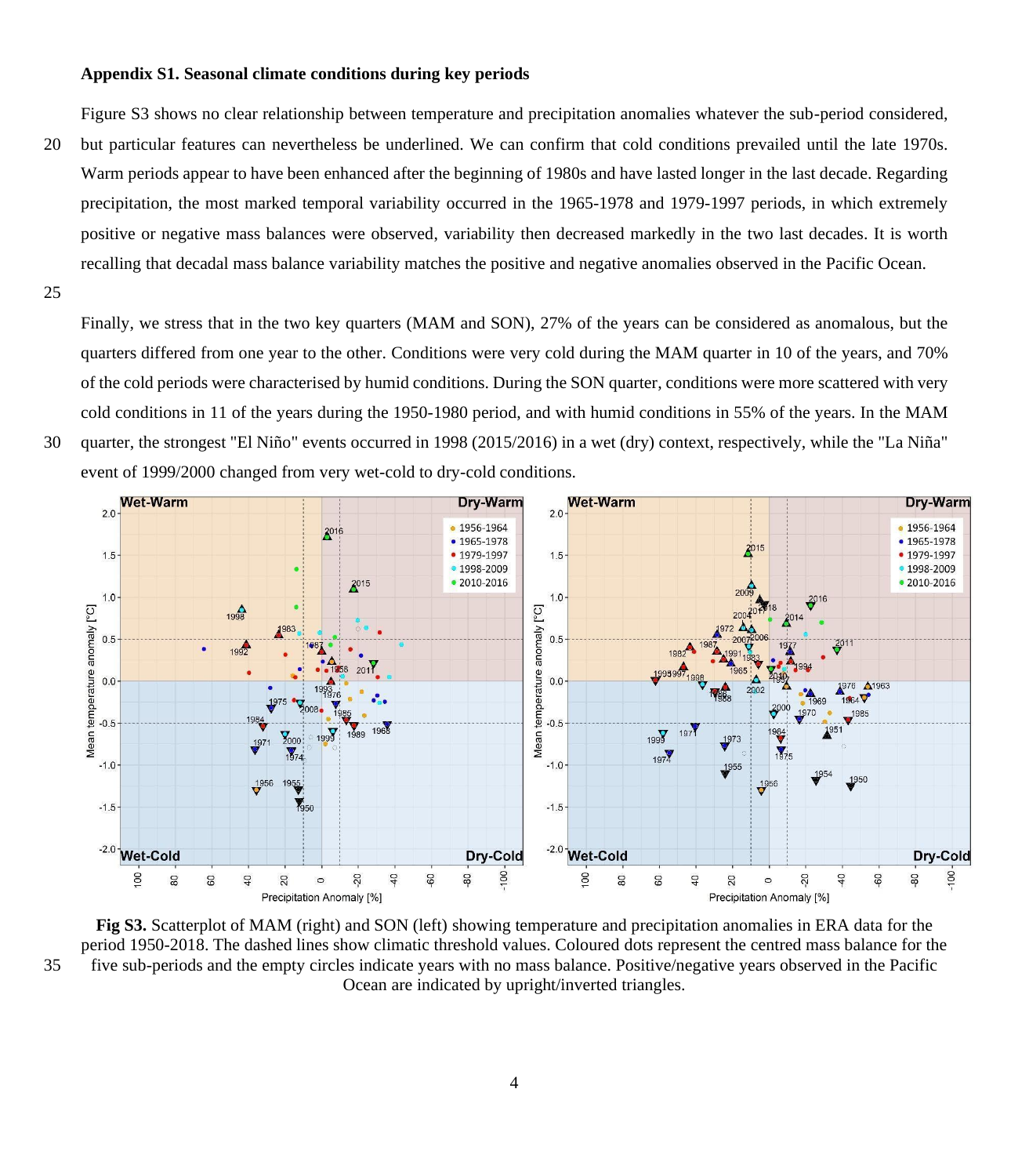### Appendix S1. Seasonal climate conditions during key periods

Figure S3 shows no clear relationship between temperature and precipitation anomalies whatever the sub-period considered, but particular features can nevertheless be underlined. We can confirm that cold conditions prevailed until the late 1970s. Warm periods appear to have been enhanced after the beginning of 1980s and have lasted longer in the last decade. Regarding precipitation, the most marked temporal variability occurred in the 1965-1978 and 1979-1997 periods, in which extremely positive or negative mass balances were observed, variability then decreased markedly in the two last decades. It is worth recalling that decadal mass balance variability matches the positive and negative anomalies observed in the Pacific Ocean.

Finally, we stress that in the two key quarters (MAM and SON), 27% of the years can be considered as anomalous, but the quarters differed from one year to the other. Conditions were very cold during the MAM quarter in 10 of the years, and 70% of the cold periods were characterised by humid conditions. During the SON quarter, conditions were more scattered with very cold conditions in 11 of the years during the 1950-1980 period, and with humid conditions in 55% of the years. In the MAM quarter, the strongest "El Niño" events occurred in 1998 (2015/2016) in a wet (dry) context, respectively, while the "La Niña" event of 1999/2000 changed from very wet-cold to dry-cold conditions.

**Fig S3.** Scatterplot of MAM (right) and SON (left) showing temperature and precipitation anomalies in ERA data for the period 1950-2018. The dashed lines show climatic threshold values. Coloured dots represent the centred mass balance for the five sub-periods and the empty circles indicate years with no mass balance. Positive/negative years observed in the Pacific Ocean are indicated by upright/inverted triangles.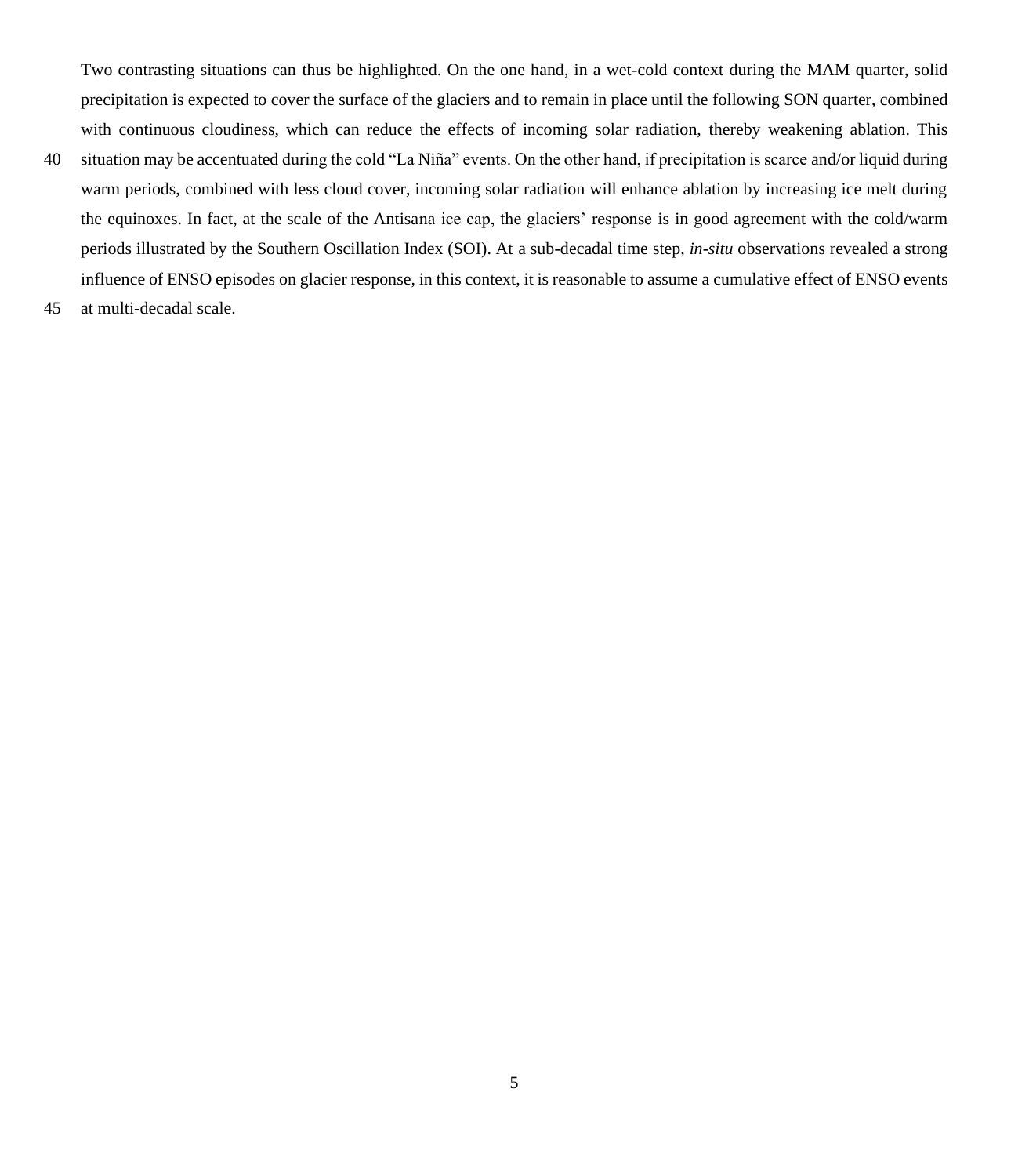Two contrasting situations can thus be highlighted. On the one hand, in a wet-cold context during the MAM quarter, solid precipitation is expected to cover the surface of the glaciers and to remain in place until the following SON quarter, combined with continuous cloudiness, which can reduce the effects of incoming solar radiation, thereby weakening ablation. This situation may be accentuated during the cold "La Niña" events. On the other hand, if precipitation is scarce and/or liquid during warm periods, combined with less cloud cover, incoming solar radiation will enhance ablation by increasing ice melt during the equinoxes. In fact, at the scale of the Antisana ice cap, the glaciers' response is in good agreement with the cold/warm periods illustrated by the Southern Oscillation Index (SOI). At a sub-decadal time step, *in-situ* observations revealed a strong influence of ENSO episodes on glacier response, in this context, it is reasonable to assume a cumulative effect of ENSO events at multi-decadal scale.